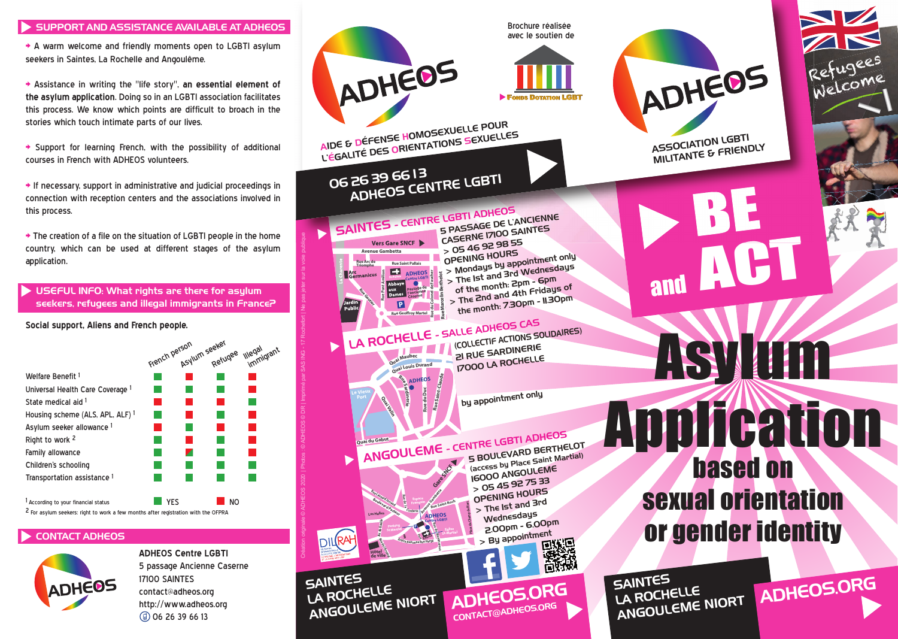## SUPPORT AND ASSISTANCE AVAILABLE AT ADHEOS

- A warm welcome and friendly moments open to LGBTI asylum seekers in Saintes, La Rochelle and Angoulême.
- Assistance in writing the "life story", **an essential element of the asylum application**. Doing so in an LGBTI association facilitates this process. We know which points are difficult to broach in the stories which touch intimate parts of our lives.
- Support for learning French, with the possibility of additional courses in French with ADHEOS volunteers.
- If necessary, support in administrative and judicial proceedings in connection with reception centers and the associations involved in this process.
- The creation of a file on the situation of LGBTI people in the home country, which can be used at different stages of the asylum application.

## USEFUL INFO: What rights are there for asylum seekers, refugees and illegal immigrants in France?

**Social support, Aliens and French people.**

| | French person | Asylum seeker | Refugee | Illegal immigrant |
|---|---|---|---|---|
| Welfare Benefit [1] | YES | NO | YES | NO |
| Universal Health Care Coverage [1] | YES | YES | YES | NO |
| State medical aid [1] | NO | NO | NO | YES |
| Housing scheme (ALS, APL, ALF) [1] | YES | NO | YES | NO |
| Asylum seeker allowance [1] | NO | YES | NO | NO |
| Right to work [2] | YES | NO | YES | NO |
| Family allowance | YES | YES / NO | YES | NO |
| Children's schooling | YES | YES | YES | YES |
| Transportation assistance [1] | YES | YES | YES | YES |

[1] According to your financial status
[2] For asylum seekers: right to work a few months after registration with the OFPRA

## CONTACT ADHEOS

ADHEOS

**ADHEOS Centre LGBTI**
5 passage Ancienne Caserne
17100 SAINTES
contact@adheos.org
http://www.adheos.org
06 26 39 66 13

Création originale © ADHEOS 2020 | Photos : © ADHEOS © DR | Imprimé par SAS ING - 17 Rochefort | Ne pas jeter sur la voie publique

ADHEOS

AIDE & DÉFENSE HOMOSEXUELLE POUR L'ÉGALITÉ DES ORIENTATIONS SEXUELLES

Brochure réalisée avec le soutien de

Fonds Dotation LGBT

**06 26 39 66 13**
**ADHEOS CENTRE LGBTI**

### SAINTES - CENTRE LGBTI ADHEOS

5 PASSAGE DE L'ANCIENNE CASERNE 17100 SAINTES
> 05 46 92 98 55

OPENING HOURS
> Mondays by appointment only
> The 1st and 3rd Wednesdays of the month: 2pm - 6pm
> The 2nd and 4th Fridays of the month: 7.30pm - 11.30pm

### LA ROCHELLE - SALLE ADHEOS CAS

(COLLECTIF ACTIONS SOLIDAIRES)
21 RUE SARDINERIE
17000 LA ROCHELLE

by appointment only

### ANGOULEME - CENTRE LGBTI ADHEOS

5 BOULEVARD BERTHELOT
(access by Place Saint Martial)
16000 ANGOULEME
> 05 45 92 75 33

OPENING HOURS
> The 1st and 3rd Wednesdays
2.00pm - 6.00pm
> By appointment

SAINTES
LA ROCHELLE
ANGOULEME NIORT

**ADHEOS.ORG**
CONTACT@ADHEOS.ORG

ADHEOS

ASSOCIATION LGBTI MILITANTE & FRIENDLY

Refugees Welcome

# BE and ACT

# Asylum Application

## based on sexual orientation or gender identity

SAINTES
LA ROCHELLE
ANGOULEME NIORT

**ADHEOS.ORG**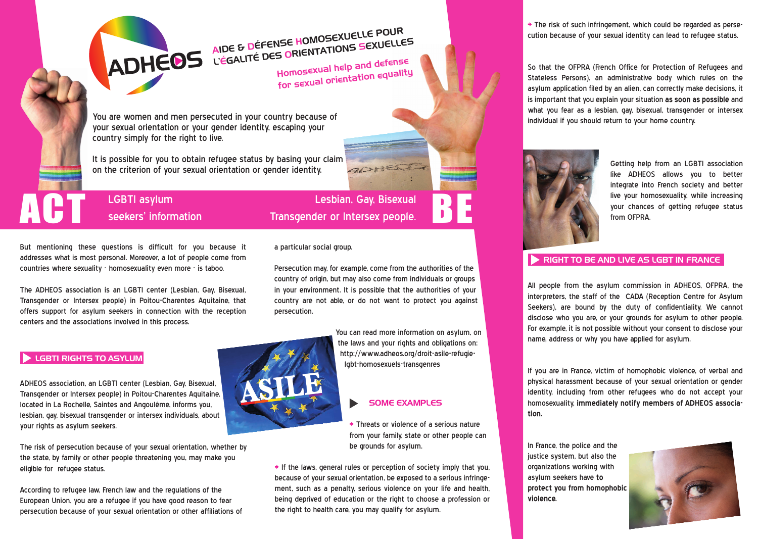# ADHEOS

**AIDE & DÉFENSE HOMOSEXUELLE POUR L'ÉGALITÉ DES ORIENTATIONS SEXUELLES**

**Homosexual help and defense for sexual orientation equality**

You are women and men persecuted in your country because of your sexual orientation or your gender identity, escaping your country simply for the right to live.

It is possible for you to obtain refugee status by basing your claim on the criterion of your sexual orientation or gender identity.

## ACT — LGBTI asylum seekers' information

## Lesbian, Gay, Bisexual Transgender or Intersex people. — BE

But mentioning these questions is difficult for you because it addresses what is most personal. Moreover, a lot of people come from countries where sexuality - homosexuality even more - is taboo.

The ADHEOS association is an LGBTI center (Lesbian, Gay, Bisexual, Transgender or Intersex people) in Poitou-Charentes Aquitaine, that offers support for asylum seekers in connection with the reception centers and the associations involved in this process.

## LGBTI RIGHTS TO ASYLUM

ADHEOS association, an LGBTI center (Lesbian, Gay, Bisexual, Transgender or Intersex people) in Poitou-Charentes Aquitaine, located in La Rochelle, Saintes and Angoulême, informs you, lesbian, gay, bisexual transgender or intersex individuals, about your rights as asylum seekers.

The risk of persecution because of your sexual orientation, whether by the state, by family or other people threatening you, may make you eligible for refugee status.

According to refugee law, French law and the regulations of the European Union, you are a refugee if you have good reason to fear persecution because of your sexual orientation or other affiliations of a particular social group.

Persecution may, for example, come from the authorities of the country of origin, but may also come from individuals or groups in your environment. It is possible that the authorities of your country are not able, or do not want to protect you against persecution.

ASILE

You can read more information on asylum, on the laws and your rights and obligations on: http://www.adheos.org/droit-asile-refugie-lgbt-homosexuels-transgenres

## SOME EXAMPLES

- Threats or violence of a serious nature from your family, state or other people can be grounds for asylum.

- If the laws, general rules or perception of society imply that you, because of your sexual orientation, be exposed to a serious infringement, such as a penalty, serious violence on your life and health, being deprived of education or the right to choose a profession or the right to health care, you may qualify for asylum.

- The risk of such infringement, which could be regarded as persecution because of your sexual identity can lead to refugee status.

So that the OFPRA (French Office for Protection of Refugees and Stateless Persons), an administrative body which rules on the asylum application filed by an alien, can correctly make decisions, it is important that you explain your situation **as soon as possible** and what you fear as a lesbian, gay, bisexual, transgender or intersex individual if you should return to your home country.

Getting help from an LGBTI association like ADHEOS allows you to better integrate into French society and better live your homosexuality, while increasing your chances of getting refugee status from OFPRA.

## RIGHT TO BE AND LIVE AS LGBT IN FRANCE

All people from the asylum commission in ADHEOS, OFPRA, the interpreters, the staff of the CADA (Reception Centre for Asylum Seekers), are bound by the duty of confidentiality. We cannot disclose who you are, or your grounds for asylum to other people. For example, it is not possible without your consent to disclose your name, address or why you have applied for asylum.

If you are in France, victim of homophobic violence, of verbal and physical harassment because of your sexual orientation or gender identity, including from other refugees who do not accept your homosexuality, **immediately notify members of ADHEOS association.**

In France, the police and the justice system, but also the organizations working with asylum seekers have **to protect you from homophobic violence.**